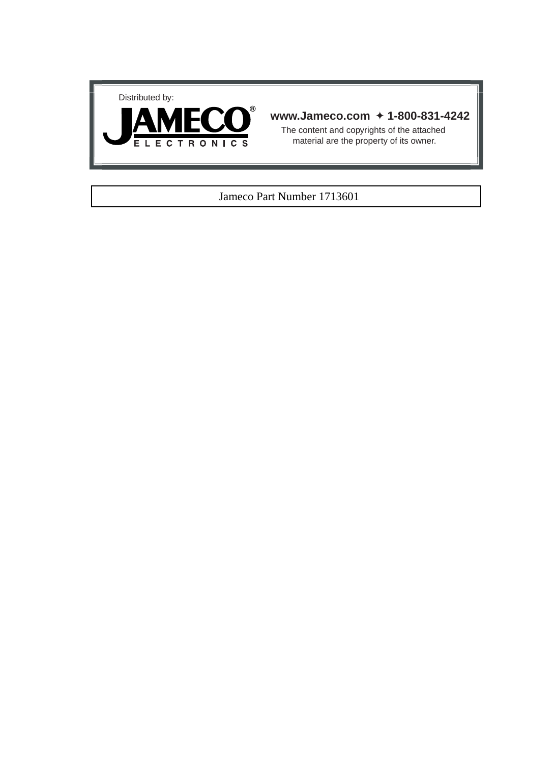Distributed by:

**JAMECO®**
ELECTRONICS

**www.Jameco.com ✦ 1-800-831-4242**

The content and copyrights of the attached material are the property of its owner.

Jameco Part Number 1713601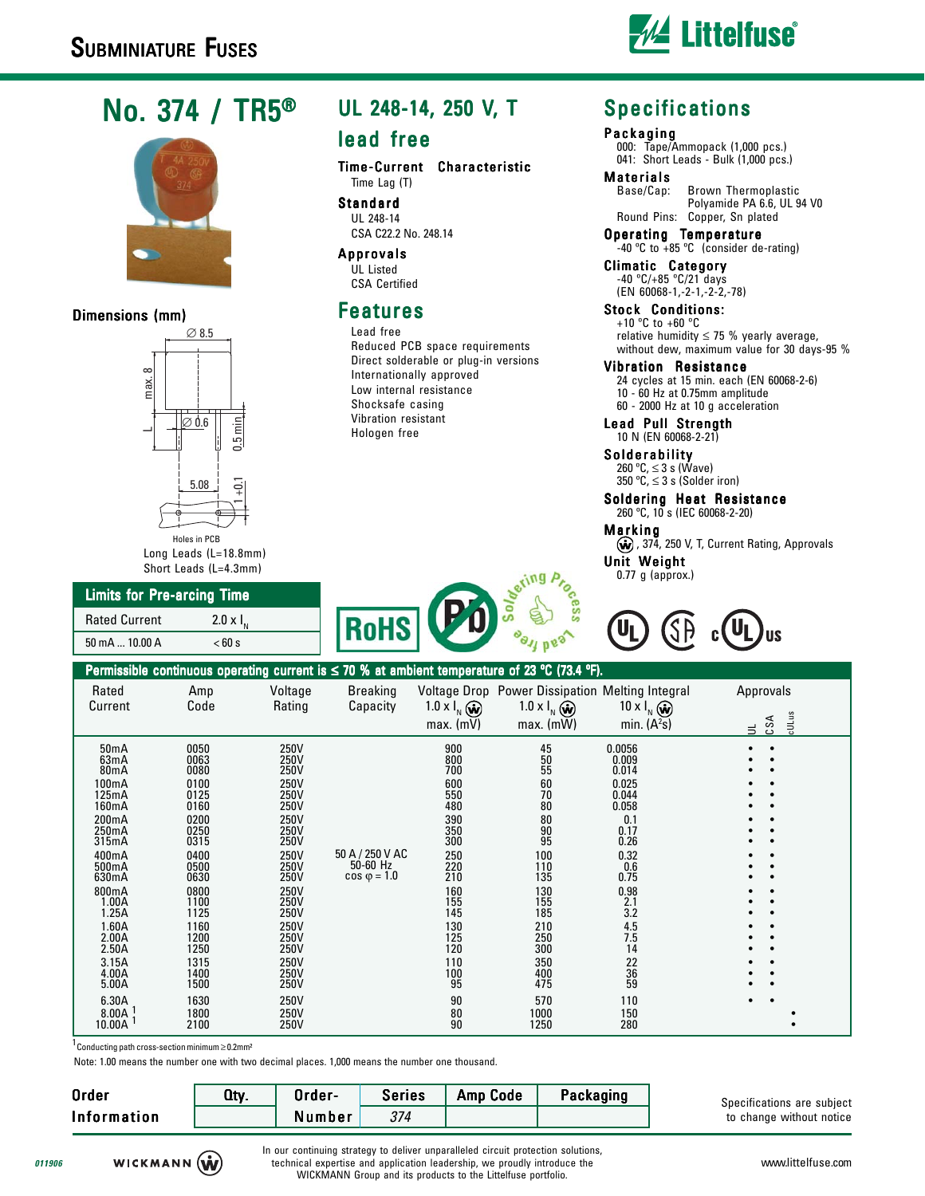# Subminiature Fuses

## No. 374 / TR5®

### Dimensions (mm)

∅ 8.5

max. 8

∅ 0.6

0.5 min

L

5.08

1 +0.1

Holes in PCB

Long Leads (L=18.8mm)
Short Leads (L=4.3mm)

## UL 248-14, 250 V, T lead free

**Time-Current Characteristic**
Time Lag (T)

**Standard**
UL 248-14
CSA C22.2 No. 248.14

**Approvals**
UL Listed
CSA Certified

## Features

- Lead free
- Reduced PCB space requirements
- Direct solderable or plug-in versions
- Internationally approved
- Low internal resistance
- Shocksafe casing
- Vibration resistant
- Hologen free

## Specifications

**Packaging**
000: Tape/Ammopack (1,000 pcs.)
041: Short Leads - Bulk (1,000 pcs.)

**Materials**
Base/Cap: Brown Thermoplastic Polyamide PA 6.6, UL 94 V0
Round Pins: Copper, Sn plated

**Operating Temperature**
-40 °C to +85 °C (consider de-rating)

**Climatic Category**
-40 °C/+85 °C/21 days
(EN 60068-1,-2-1,-2-2,-78)

**Stock Conditions:**
+10 °C to +60 °C
relative humidity ≤ 75 % yearly average, without dew, maximum value for 30 days-95 %

**Vibration Resistance**
24 cycles at 15 min. each (EN 60068-2-6)
10 - 60 Hz at 0.75mm amplitude
60 - 2000 Hz at 10 g acceleration

**Lead Pull Strength**
10 N (EN 60068-2-21)

**Solderability**
260 °C, ≤ 3 s (Wave)
350 °C, ≤ 3 s (Solder iron)

**Soldering Heat Resistance**
260 °C, 10 s (IEC 60068-2-20)

**Marking**
(W), 374, 250 V, T, Current Rating, Approvals

**Unit Weight**
0.77 g (approx.)

### Limits for Pre-arcing Time

| Rated Current | 2.0 x $I_N$ |
|---|---|
| 50 mA ... 10.00 A | < 60 s |

RoHS | Pb | Soldering Process Lead free

### Permissible continuous operating current is ≤ 70 % at ambient temperature of 23 °C (73.4 °F).

| Rated Current | Amp Code | Voltage Rating | Breaking Capacity | Voltage Drop 1.0 x $I_N$ (W) max. (mV) | Power Dissipation 1.0 x $I_N$ (W) max. (mW) | Melting Integral 10 x $I_N$ (W) min. ($A^2s$) | UL | CSA | cULus |
|---|---|---|---|---|---|---|---|---|---|
| 50mA | 0050 | 250V | 50 A / 250 V AC 50-60 Hz cos φ = 1.0 | 900 | 45 | 0.0056 | • | • | |
| 63mA | 0063 | 250V | | 800 | 50 | 0.009 | • | • | |
| 80mA | 0080 | 250V | | 700 | 55 | 0.014 | • | • | |
| 100mA | 0100 | 250V | | 600 | 60 | 0.025 | • | • | |
| 125mA | 0125 | 250V | | 550 | 70 | 0.044 | • | • | |
| 160mA | 0160 | 250V | | 480 | 80 | 0.058 | • | • | |
| 200mA | 0200 | 250V | | 390 | 80 | 0.1 | • | • | |
| 250mA | 0250 | 250V | | 350 | 90 | 0.17 | • | • | |
| 315mA | 0315 | 250V | | 300 | 95 | 0.26 | • | • | |
| 400mA | 0400 | 250V | | 250 | 100 | 0.32 | • | • | |
| 500mA | 0500 | 250V | | 220 | 110 | 0.6 | • | • | |
| 630mA | 0630 | 250V | | 210 | 135 | 0.75 | • | • | |
| 800mA | 0800 | 250V | | 160 | 130 | 0.98 | • | • | |
| 1.00A | 1100 | 250V | | 155 | 155 | 2.1 | • | • | |
| 1.25A | 1125 | 250V | | 145 | 185 | 3.2 | • | • | |
| 1.60A | 1160 | 250V | | 130 | 210 | 4.5 | • | • | |
| 2.00A | 1200 | 250V | | 125 | 250 | 7.5 | • | • | |
| 2.50A | 1250 | 250V | | 120 | 300 | 14 | • | • | |
| 3.15A | 1315 | 250V | | 110 | 350 | 22 | • | • | |
| 4.00A | 1400 | 250V | | 100 | 400 | 36 | • | • | |
| 5.00A | 1500 | 250V | | 95 | 475 | 59 | • | • | |
| 6.30A | 1630 | 250V | | 90 | 570 | 110 | • | • | |
| 8.00A [1] | 1800 | 250V | | 80 | 1000 | 150 | | | • |
| 10.00A [1] | 2100 | 250V | | 90 | 1250 | 280 | | | • |

[1] Conducting path cross-section minimum ≥ 0.2mm²

Note: 1.00 means the number one with two decimal places. 1,000 means the number one thousand.

### Order Information

| Qty. | Order-Number | Series | Amp Code | Packaging |
|---|---|---|---|---|
| | | 374 | | |

Specifications are subject to change without notice

In our continuing strategy to deliver unparalleled circuit protection solutions, technical expertise and application leadership, we proudly introduce the WICKMANN Group and its products to the Littelfuse portfolio.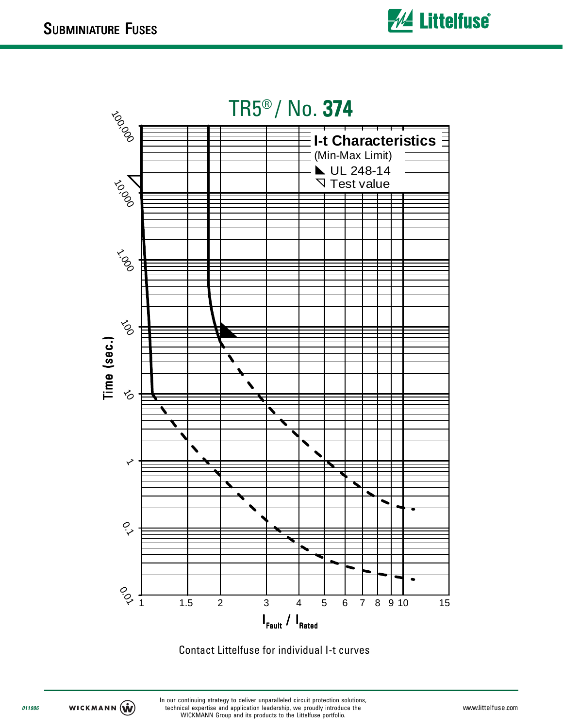# TR5® / No. 374

I-t Characteristics
(Min-Max Limit)
◣ UL 248-14
◺ Test value

Time (sec.)

100,000
10,000
1,000
100
10
1
0.1
0.01

1 1.5 2 3 4 5 6 7 8 9 10 15

$I_{Fault}$ / $I_{Rated}$

Contact Littelfuse for individual I-t curves

In our continuing strategy to deliver unparalleled circuit protection solutions, technical expertise and application leadership, we proudly introduce the WICKMANN Group and its products to the Littelfuse portfolio.